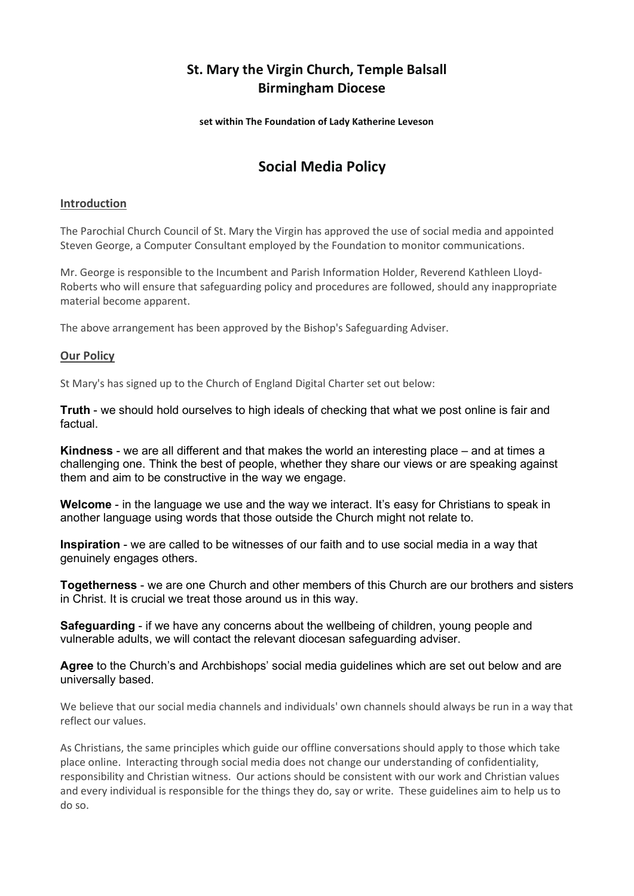# St. Mary the Virgin Church, Temple Balsall
# Birmingham Diocese

**set within The Foundation of Lady Katherine Leveson**

## Social Media Policy

### Introduction

The Parochial Church Council of St. Mary the Virgin has approved the use of social media and appointed Steven George, a Computer Consultant employed by the Foundation to monitor communications.

Mr. George is responsible to the Incumbent and Parish Information Holder, Reverend Kathleen Lloyd-Roberts who will ensure that safeguarding policy and procedures are followed, should any inappropriate material become apparent.

The above arrangement has been approved by the Bishop's Safeguarding Adviser.

### Our Policy

St Mary's has signed up to the Church of England Digital Charter set out below:

**Truth** - we should hold ourselves to high ideals of checking that what we post online is fair and factual.

**Kindness** - we are all different and that makes the world an interesting place – and at times a challenging one. Think the best of people, whether they share our views or are speaking against them and aim to be constructive in the way we engage.

**Welcome** - in the language we use and the way we interact. It's easy for Christians to speak in another language using words that those outside the Church might not relate to.

**Inspiration** - we are called to be witnesses of our faith and to use social media in a way that genuinely engages others.

**Togetherness** - we are one Church and other members of this Church are our brothers and sisters in Christ. It is crucial we treat those around us in this way.

**Safeguarding** - if we have any concerns about the wellbeing of children, young people and vulnerable adults, we will contact the relevant diocesan safeguarding adviser.

**Agree** to the Church's and Archbishops' social media guidelines which are set out below and are universally based.

We believe that our social media channels and individuals' own channels should always be run in a way that reflect our values.

As Christians, the same principles which guide our offline conversations should apply to those which take place online. Interacting through social media does not change our understanding of confidentiality, responsibility and Christian witness. Our actions should be consistent with our work and Christian values and every individual is responsible for the things they do, say or write. These guidelines aim to help us to do so.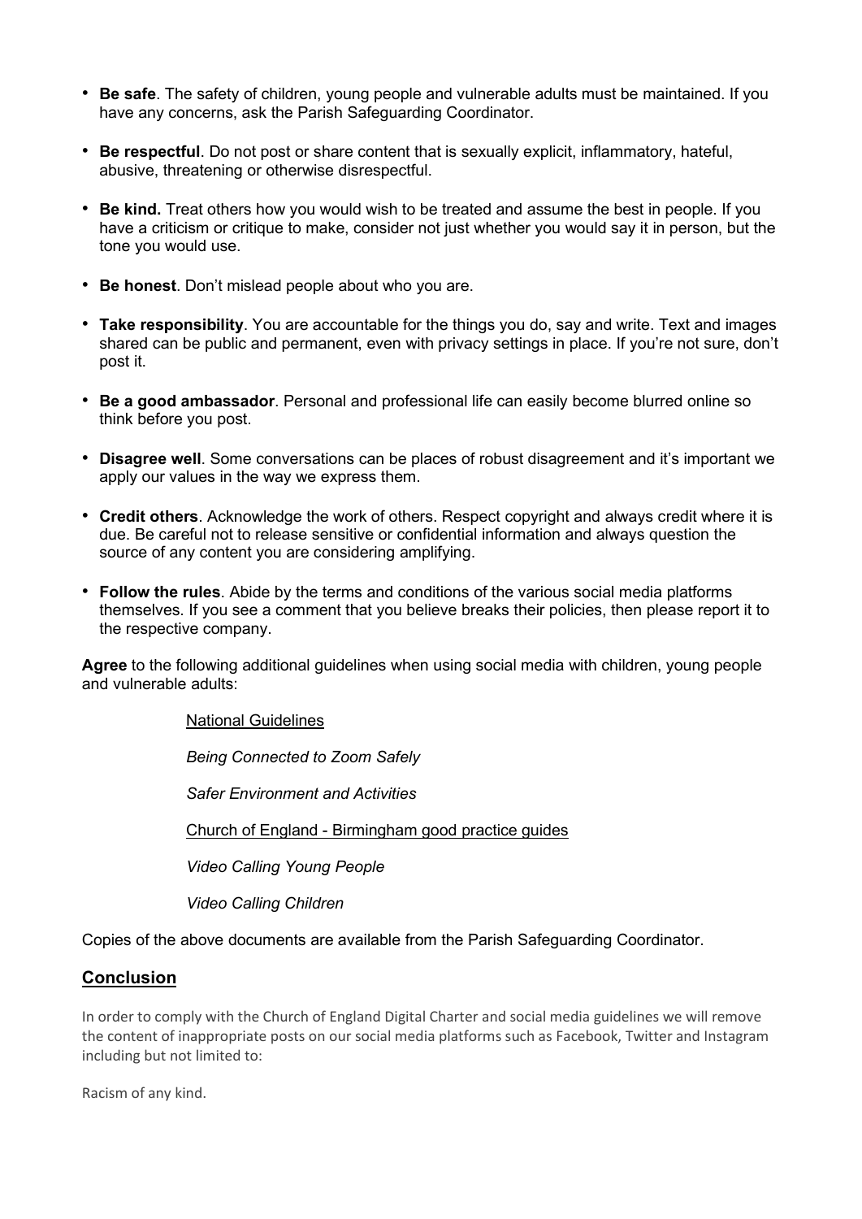- **Be safe**. The safety of children, young people and vulnerable adults must be maintained. If you have any concerns, ask the Parish Safeguarding Coordinator.
- **Be respectful**. Do not post or share content that is sexually explicit, inflammatory, hateful, abusive, threatening or otherwise disrespectful.
- **Be kind.** Treat others how you would wish to be treated and assume the best in people. If you have a criticism or critique to make, consider not just whether you would say it in person, but the tone you would use.
- **Be honest**. Don't mislead people about who you are.
- **Take responsibility**. You are accountable for the things you do, say and write. Text and images shared can be public and permanent, even with privacy settings in place. If you're not sure, don't post it.
- **Be a good ambassador**. Personal and professional life can easily become blurred online so think before you post.
- **Disagree well**. Some conversations can be places of robust disagreement and it's important we apply our values in the way we express them.
- **Credit others**. Acknowledge the work of others. Respect copyright and always credit where it is due. Be careful not to release sensitive or confidential information and always question the source of any content you are considering amplifying.
- **Follow the rules**. Abide by the terms and conditions of the various social media platforms themselves. If you see a comment that you believe breaks their policies, then please report it to the respective company.

**Agree** to the following additional guidelines when using social media with children, young people and vulnerable adults:

National Guidelines

*Being Connected to Zoom Safely*

*Safer Environment and Activities*

Church of England - Birmingham good practice guides

*Video Calling Young People*

*Video Calling Children*

Copies of the above documents are available from the Parish Safeguarding Coordinator.

## Conclusion

In order to comply with the Church of England Digital Charter and social media guidelines we will remove the content of inappropriate posts on our social media platforms such as Facebook, Twitter and Instagram including but not limited to:

Racism of any kind.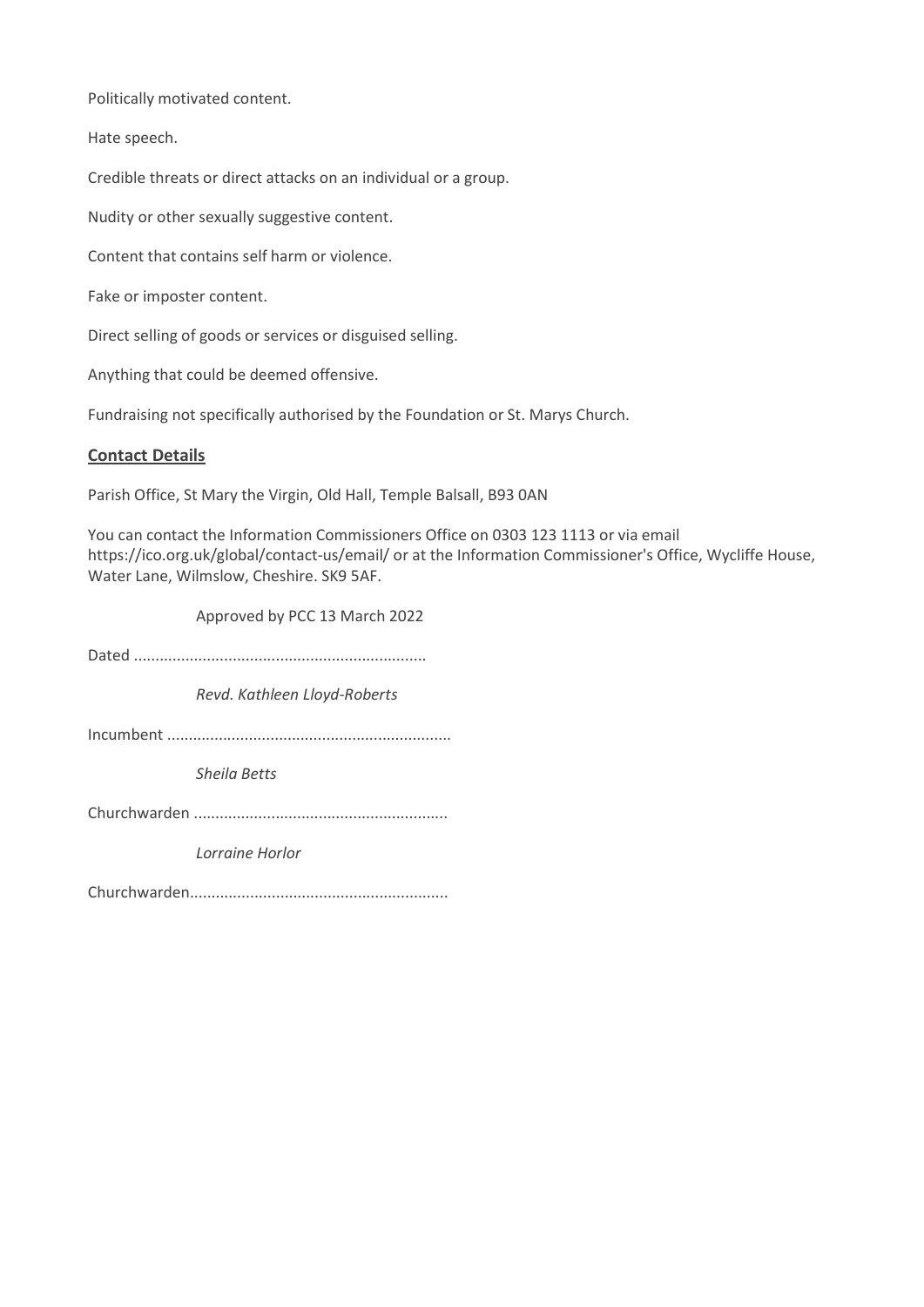Politically motivated content.

Hate speech.

Credible threats or direct attacks on an individual or a group.

Nudity or other sexually suggestive content.

Content that contains self harm or violence.

Fake or imposter content.

Direct selling of goods or services or disguised selling.

Anything that could be deemed offensive.

Fundraising not specifically authorised by the Foundation or St. Marys Church.

## Contact Details

Parish Office, St Mary the Virgin, Old Hall, Temple Balsall, B93 0AN

You can contact the Information Commissioners Office on 0303 123 1113 or via email https://ico.org.uk/global/contact-us/email/ or at the Information Commissioner's Office, Wycliffe House, Water Lane, Wilmslow, Cheshire. SK9 5AF.

Approved by PCC 13 March 2022

Dated ...................................................................

*Revd. Kathleen Lloyd-Roberts*

Incumbent ................................................................

*Sheila Betts*

Churchwarden ..........................................................

*Lorraine Horlor*

Churchwarden...........................................................